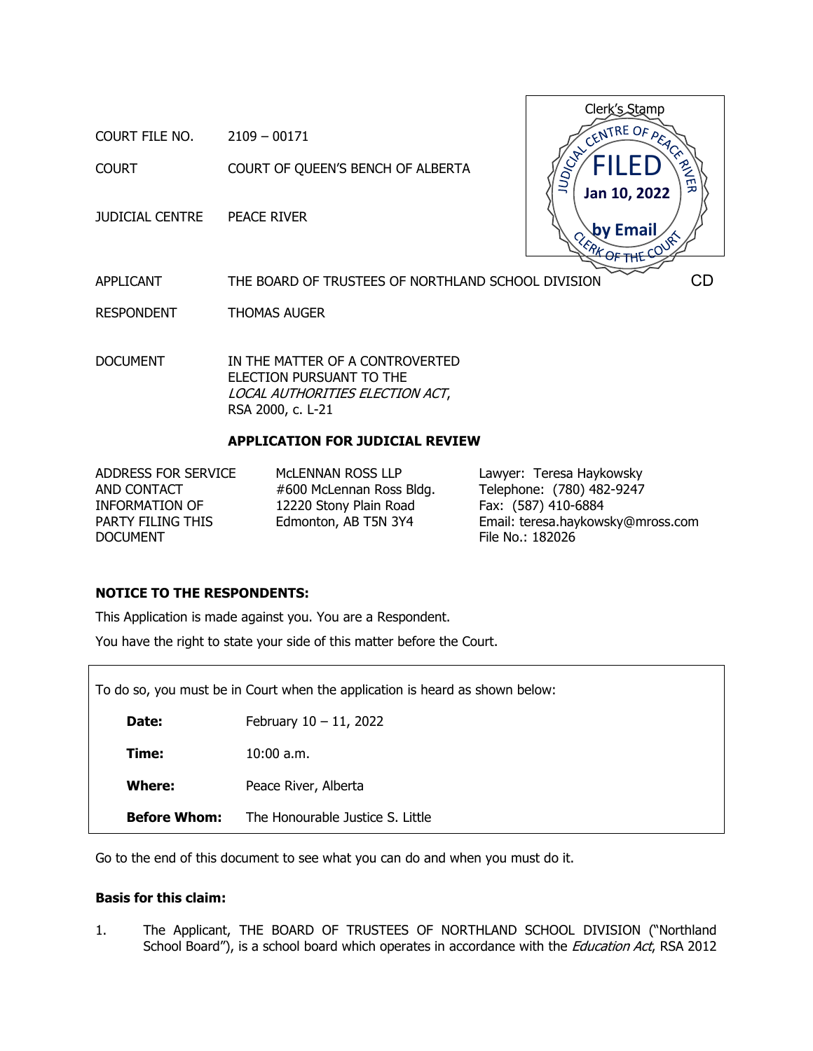Clerk's Stamp

JUDICIAL CENTRE OF PEACE RIVER
FILED
Jan 10, 2022
by Email
CLERK OF THE COURT

| | |
|---|---|
| COURT FILE NO. | 2109 – 00171 |
| COURT | COURT OF QUEEN'S BENCH OF ALBERTA |
| JUDICIAL CENTRE | PEACE RIVER |
| APPLICANT | THE BOARD OF TRUSTEES OF NORTHLAND SCHOOL DIVISION |
| RESPONDENT | THOMAS AUGER |
| DOCUMENT | IN THE MATTER OF A CONTROVERTED ELECTION PURSUANT TO THE *LOCAL AUTHORITIES ELECTION ACT*, RSA 2000, c. L-21 |

CD

**APPLICATION FOR JUDICIAL REVIEW**

| | | |
|---|---|---|
| ADDRESS FOR SERVICE AND CONTACT INFORMATION OF PARTY FILING THIS DOCUMENT | McLENNAN ROSS LLP<br>#600 McLennan Ross Bldg.<br>12220 Stony Plain Road<br>Edmonton, AB T5N 3Y4 | Lawyer: Teresa Haykowsky<br>Telephone: (780) 482-9247<br>Fax: (587) 410-6884<br>Email: teresa.haykowsky@mross.com<br>File No.: 182026 |

**NOTICE TO THE RESPONDENTS:**

This Application is made against you. You are a Respondent.

You have the right to state your side of this matter before the Court.

To do so, you must be in Court when the application is heard as shown below:

| | |
|---|---|
| **Date:** | February 10 – 11, 2022 |
| **Time:** | 10:00 a.m. |
| **Where:** | Peace River, Alberta |
| **Before Whom:** | The Honourable Justice S. Little |

Go to the end of this document to see what you can do and when you must do it.

**Basis for this claim:**

1. The Applicant, THE BOARD OF TRUSTEES OF NORTHLAND SCHOOL DIVISION ("Northland School Board"), is a school board which operates in accordance with the *Education Act*, RSA 2012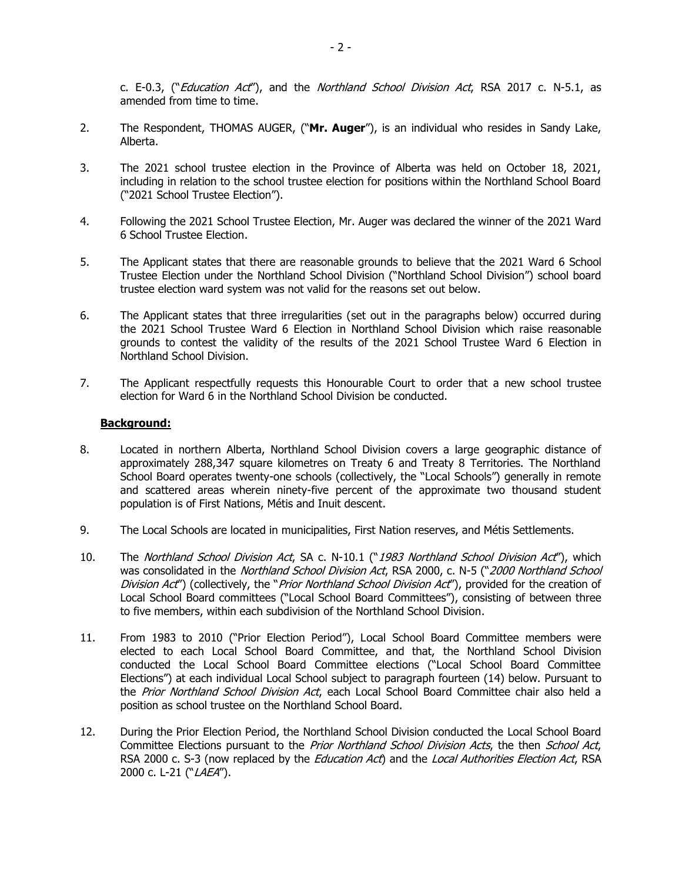c. E-0.3, ("*Education Act*"), and the *Northland School Division Act*, RSA 2017 c. N-5.1, as amended from time to time.

2. The Respondent, THOMAS AUGER, ("**Mr. Auger**"), is an individual who resides in Sandy Lake, Alberta.

3. The 2021 school trustee election in the Province of Alberta was held on October 18, 2021, including in relation to the school trustee election for positions within the Northland School Board ("2021 School Trustee Election").

4. Following the 2021 School Trustee Election, Mr. Auger was declared the winner of the 2021 Ward 6 School Trustee Election.

5. The Applicant states that there are reasonable grounds to believe that the 2021 Ward 6 School Trustee Election under the Northland School Division ("Northland School Division") school board trustee election ward system was not valid for the reasons set out below.

6. The Applicant states that three irregularities (set out in the paragraphs below) occurred during the 2021 School Trustee Ward 6 Election in Northland School Division which raise reasonable grounds to contest the validity of the results of the 2021 School Trustee Ward 6 Election in Northland School Division.

7. The Applicant respectfully requests this Honourable Court to order that a new school trustee election for Ward 6 in the Northland School Division be conducted.

**Background:**

8. Located in northern Alberta, Northland School Division covers a large geographic distance of approximately 288,347 square kilometres on Treaty 6 and Treaty 8 Territories. The Northland School Board operates twenty-one schools (collectively, the "Local Schools") generally in remote and scattered areas wherein ninety-five percent of the approximate two thousand student population is of First Nations, Métis and Inuit descent.

9. The Local Schools are located in municipalities, First Nation reserves, and Métis Settlements.

10. The *Northland School Division Act*, SA c. N-10.1 ("*1983 Northland School Division Act*"), which was consolidated in the *Northland School Division Act*, RSA 2000, c. N-5 ("*2000 Northland School Division Act*") (collectively, the "*Prior Northland School Division Act*"), provided for the creation of Local School Board committees ("Local School Board Committees"), consisting of between three to five members, within each subdivision of the Northland School Division.

11. From 1983 to 2010 ("Prior Election Period"), Local School Board Committee members were elected to each Local School Board Committee, and that, the Northland School Division conducted the Local School Board Committee elections ("Local School Board Committee Elections") at each individual Local School subject to paragraph fourteen (14) below. Pursuant to the *Prior Northland School Division Act*, each Local School Board Committee chair also held a position as school trustee on the Northland School Board.

12. During the Prior Election Period, the Northland School Division conducted the Local School Board Committee Elections pursuant to the *Prior Northland School Division Acts*, the then *School Act*, RSA 2000 c. S-3 (now replaced by the *Education Act*) and the *Local Authorities Election Act*, RSA 2000 c. L-21 ("*LAEA*").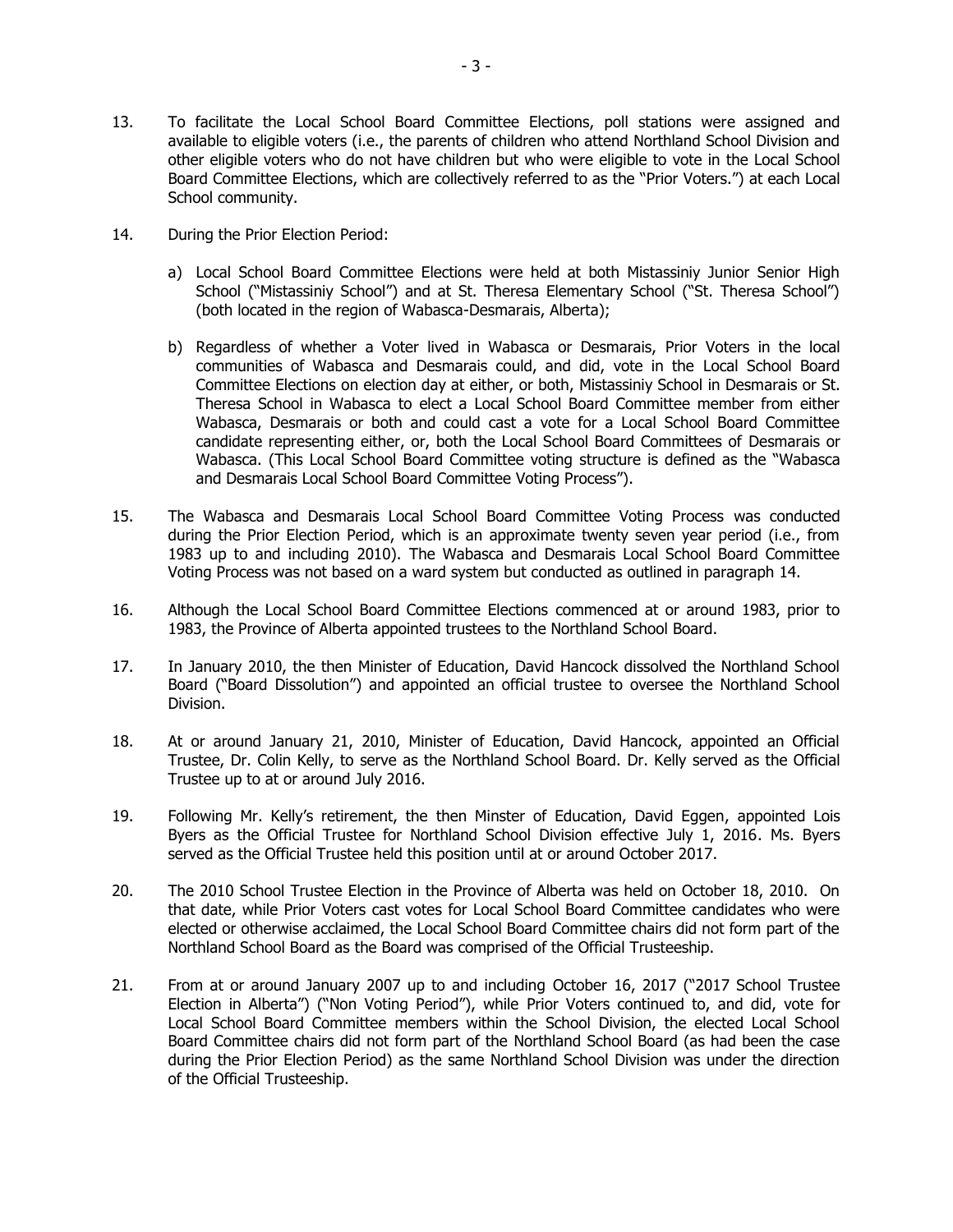13. To facilitate the Local School Board Committee Elections, poll stations were assigned and available to eligible voters (i.e., the parents of children who attend Northland School Division and other eligible voters who do not have children but who were eligible to vote in the Local School Board Committee Elections, which are collectively referred to as the "Prior Voters.") at each Local School community.

14. During the Prior Election Period:

    a) Local School Board Committee Elections were held at both Mistassiniy Junior Senior High School ("Mistassiniy School") and at St. Theresa Elementary School ("St. Theresa School") (both located in the region of Wabasca-Desmarais, Alberta);

    b) Regardless of whether a Voter lived in Wabasca or Desmarais, Prior Voters in the local communities of Wabasca and Desmarais could, and did, vote in the Local School Board Committee Elections on election day at either, or both, Mistassiniy School in Desmarais or St. Theresa School in Wabasca to elect a Local School Board Committee member from either Wabasca, Desmarais or both and could cast a vote for a Local School Board Committee candidate representing either, or, both the Local School Board Committees of Desmarais or Wabasca. (This Local School Board Committee voting structure is defined as the "Wabasca and Desmarais Local School Board Committee Voting Process").

15. The Wabasca and Desmarais Local School Board Committee Voting Process was conducted during the Prior Election Period, which is an approximate twenty seven year period (i.e., from 1983 up to and including 2010). The Wabasca and Desmarais Local School Board Committee Voting Process was not based on a ward system but conducted as outlined in paragraph 14.

16. Although the Local School Board Committee Elections commenced at or around 1983, prior to 1983, the Province of Alberta appointed trustees to the Northland School Board.

17. In January 2010, the then Minister of Education, David Hancock dissolved the Northland School Board ("Board Dissolution") and appointed an official trustee to oversee the Northland School Division.

18. At or around January 21, 2010, Minister of Education, David Hancock, appointed an Official Trustee, Dr. Colin Kelly, to serve as the Northland School Board. Dr. Kelly served as the Official Trustee up to at or around July 2016.

19. Following Mr. Kelly's retirement, the then Minster of Education, David Eggen, appointed Lois Byers as the Official Trustee for Northland School Division effective July 1, 2016. Ms. Byers served as the Official Trustee held this position until at or around October 2017.

20. The 2010 School Trustee Election in the Province of Alberta was held on October 18, 2010. On that date, while Prior Voters cast votes for Local School Board Committee candidates who were elected or otherwise acclaimed, the Local School Board Committee chairs did not form part of the Northland School Board as the Board was comprised of the Official Trusteeship.

21. From at or around January 2007 up to and including October 16, 2017 ("2017 School Trustee Election in Alberta") ("Non Voting Period"), while Prior Voters continued to, and did, vote for Local School Board Committee members within the School Division, the elected Local School Board Committee chairs did not form part of the Northland School Board (as had been the case during the Prior Election Period) as the same Northland School Division was under the direction of the Official Trusteeship.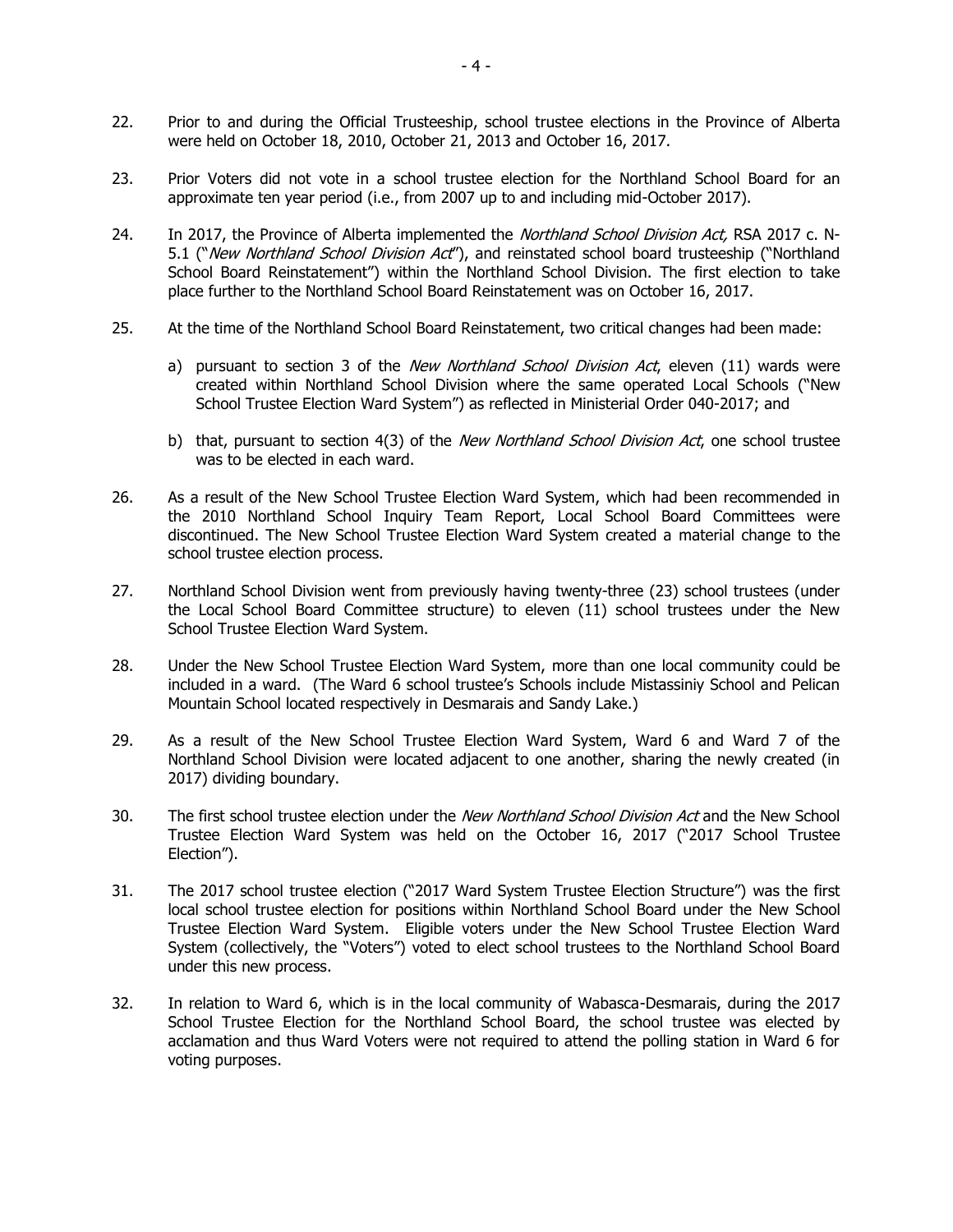22. Prior to and during the Official Trusteeship, school trustee elections in the Province of Alberta were held on October 18, 2010, October 21, 2013 and October 16, 2017.

23. Prior Voters did not vote in a school trustee election for the Northland School Board for an approximate ten year period (i.e., from 2007 up to and including mid-October 2017).

24. In 2017, the Province of Alberta implemented the *Northland School Division Act,* RSA 2017 c. N-5.1 ("*New Northland School Division Act*"), and reinstated school board trusteeship ("Northland School Board Reinstatement") within the Northland School Division. The first election to take place further to the Northland School Board Reinstatement was on October 16, 2017.

25. At the time of the Northland School Board Reinstatement, two critical changes had been made:

    a) pursuant to section 3 of the *New Northland School Division Act*, eleven (11) wards were created within Northland School Division where the same operated Local Schools ("New School Trustee Election Ward System") as reflected in Ministerial Order 040-2017; and

    b) that, pursuant to section 4(3) of the *New Northland School Division Act*, one school trustee was to be elected in each ward.

26. As a result of the New School Trustee Election Ward System, which had been recommended in the 2010 Northland School Inquiry Team Report, Local School Board Committees were discontinued. The New School Trustee Election Ward System created a material change to the school trustee election process.

27. Northland School Division went from previously having twenty-three (23) school trustees (under the Local School Board Committee structure) to eleven (11) school trustees under the New School Trustee Election Ward System.

28. Under the New School Trustee Election Ward System, more than one local community could be included in a ward. (The Ward 6 school trustee's Schools include Mistassiniy School and Pelican Mountain School located respectively in Desmarais and Sandy Lake.)

29. As a result of the New School Trustee Election Ward System, Ward 6 and Ward 7 of the Northland School Division were located adjacent to one another, sharing the newly created (in 2017) dividing boundary.

30. The first school trustee election under the *New Northland School Division Act* and the New School Trustee Election Ward System was held on the October 16, 2017 ("2017 School Trustee Election").

31. The 2017 school trustee election ("2017 Ward System Trustee Election Structure") was the first local school trustee election for positions within Northland School Board under the New School Trustee Election Ward System. Eligible voters under the New School Trustee Election Ward System (collectively, the "Voters") voted to elect school trustees to the Northland School Board under this new process.

32. In relation to Ward 6, which is in the local community of Wabasca-Desmarais, during the 2017 School Trustee Election for the Northland School Board, the school trustee was elected by acclamation and thus Ward Voters were not required to attend the polling station in Ward 6 for voting purposes.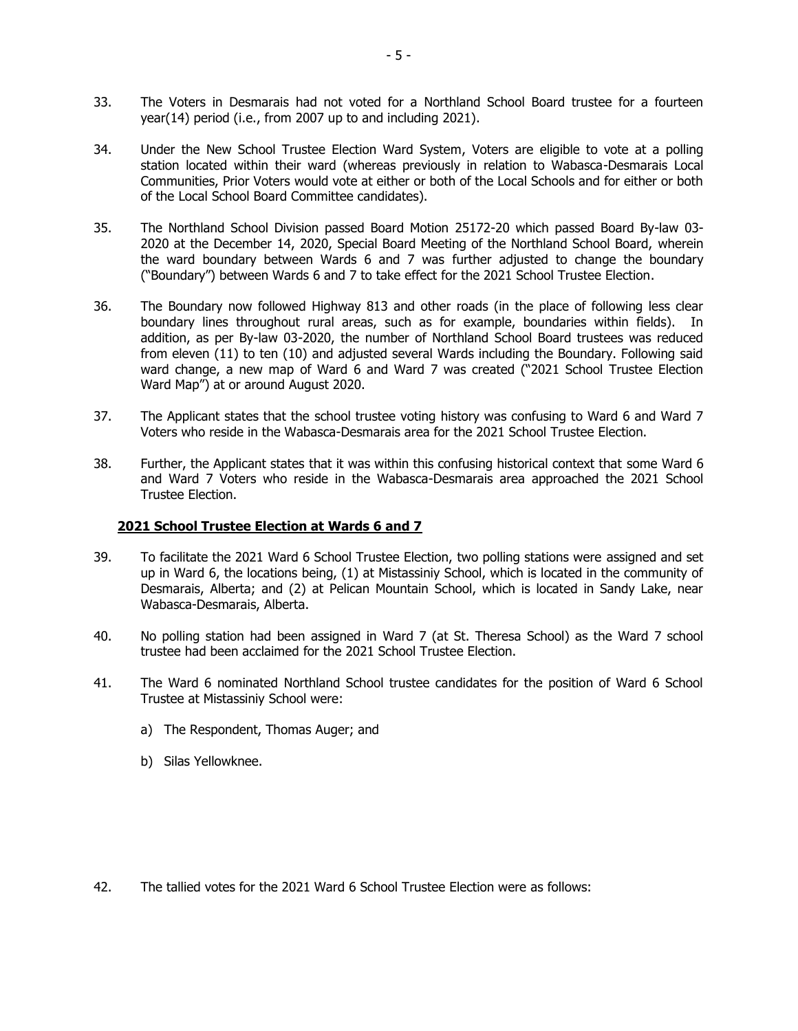33. The Voters in Desmarais had not voted for a Northland School Board trustee for a fourteen year(14) period (i.e., from 2007 up to and including 2021).

34. Under the New School Trustee Election Ward System, Voters are eligible to vote at a polling station located within their ward (whereas previously in relation to Wabasca-Desmarais Local Communities, Prior Voters would vote at either or both of the Local Schools and for either or both of the Local School Board Committee candidates).

35. The Northland School Division passed Board Motion 25172-20 which passed Board By-law 03-2020 at the December 14, 2020, Special Board Meeting of the Northland School Board, wherein the ward boundary between Wards 6 and 7 was further adjusted to change the boundary ("Boundary") between Wards 6 and 7 to take effect for the 2021 School Trustee Election.

36. The Boundary now followed Highway 813 and other roads (in the place of following less clear boundary lines throughout rural areas, such as for example, boundaries within fields). In addition, as per By-law 03-2020, the number of Northland School Board trustees was reduced from eleven (11) to ten (10) and adjusted several Wards including the Boundary. Following said ward change, a new map of Ward 6 and Ward 7 was created ("2021 School Trustee Election Ward Map") at or around August 2020.

37. The Applicant states that the school trustee voting history was confusing to Ward 6 and Ward 7 Voters who reside in the Wabasca-Desmarais area for the 2021 School Trustee Election.

38. Further, the Applicant states that it was within this confusing historical context that some Ward 6 and Ward 7 Voters who reside in the Wabasca-Desmarais area approached the 2021 School Trustee Election.

## 2021 School Trustee Election at Wards 6 and 7

39. To facilitate the 2021 Ward 6 School Trustee Election, two polling stations were assigned and set up in Ward 6, the locations being, (1) at Mistassiniy School, which is located in the community of Desmarais, Alberta; and (2) at Pelican Mountain School, which is located in Sandy Lake, near Wabasca-Desmarais, Alberta.

40. No polling station had been assigned in Ward 7 (at St. Theresa School) as the Ward 7 school trustee had been acclaimed for the 2021 School Trustee Election.

41. The Ward 6 nominated Northland School trustee candidates for the position of Ward 6 School Trustee at Mistassiniy School were:

    a) The Respondent, Thomas Auger; and

    b) Silas Yellowknee.

42. The tallied votes for the 2021 Ward 6 School Trustee Election were as follows: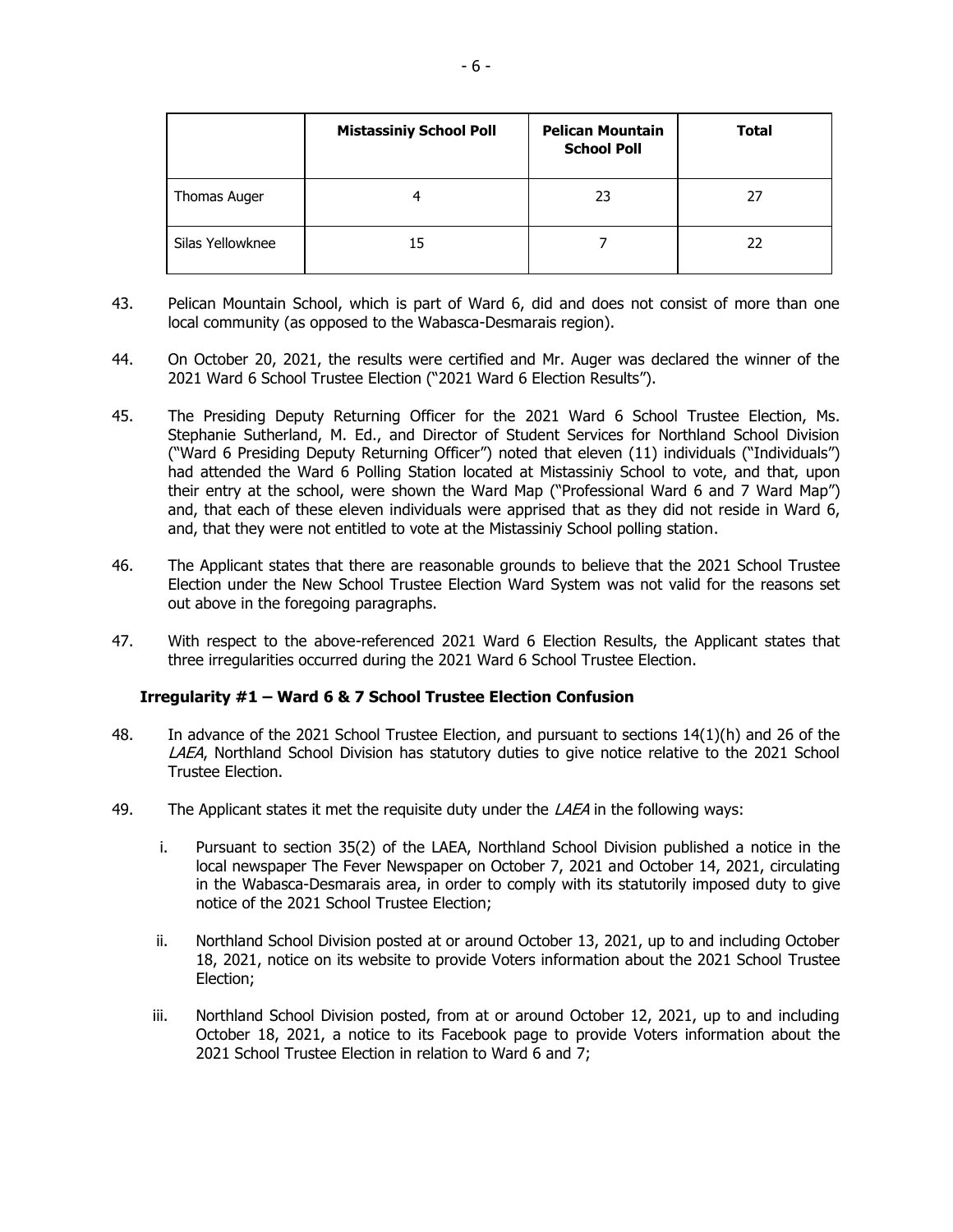| | Mistassiniy School Poll | Pelican Mountain School Poll | Total |
|---|---|---|---|
| Thomas Auger | 4 | 23 | 27 |
| Silas Yellowknee | 15 | 7 | 22 |

43. Pelican Mountain School, which is part of Ward 6, did and does not consist of more than one local community (as opposed to the Wabasca-Desmarais region).

44. On October 20, 2021, the results were certified and Mr. Auger was declared the winner of the 2021 Ward 6 School Trustee Election ("2021 Ward 6 Election Results").

45. The Presiding Deputy Returning Officer for the 2021 Ward 6 School Trustee Election, Ms. Stephanie Sutherland, M. Ed., and Director of Student Services for Northland School Division ("Ward 6 Presiding Deputy Returning Officer") noted that eleven (11) individuals ("Individuals") had attended the Ward 6 Polling Station located at Mistassiniy School to vote, and that, upon their entry at the school, were shown the Ward Map ("Professional Ward 6 and 7 Ward Map") and, that each of these eleven individuals were apprised that as they did not reside in Ward 6, and, that they were not entitled to vote at the Mistassiniy School polling station.

46. The Applicant states that there are reasonable grounds to believe that the 2021 School Trustee Election under the New School Trustee Election Ward System was not valid for the reasons set out above in the foregoing paragraphs.

47. With respect to the above-referenced 2021 Ward 6 Election Results, the Applicant states that three irregularities occurred during the 2021 Ward 6 School Trustee Election.

### Irregularity #1 – Ward 6 & 7 School Trustee Election Confusion

48. In advance of the 2021 School Trustee Election, and pursuant to sections 14(1)(h) and 26 of the *LAEA*, Northland School Division has statutory duties to give notice relative to the 2021 School Trustee Election.

49. The Applicant states it met the requisite duty under the *LAEA* in the following ways:

   i. Pursuant to section 35(2) of the LAEA, Northland School Division published a notice in the local newspaper The Fever Newspaper on October 7, 2021 and October 14, 2021, circulating in the Wabasca-Desmarais area, in order to comply with its statutorily imposed duty to give notice of the 2021 School Trustee Election;

   ii. Northland School Division posted at or around October 13, 2021, up to and including October 18, 2021, notice on its website to provide Voters information about the 2021 School Trustee Election;

   iii. Northland School Division posted, from at or around October 12, 2021, up to and including October 18, 2021, a notice to its Facebook page to provide Voters information about the 2021 School Trustee Election in relation to Ward 6 and 7;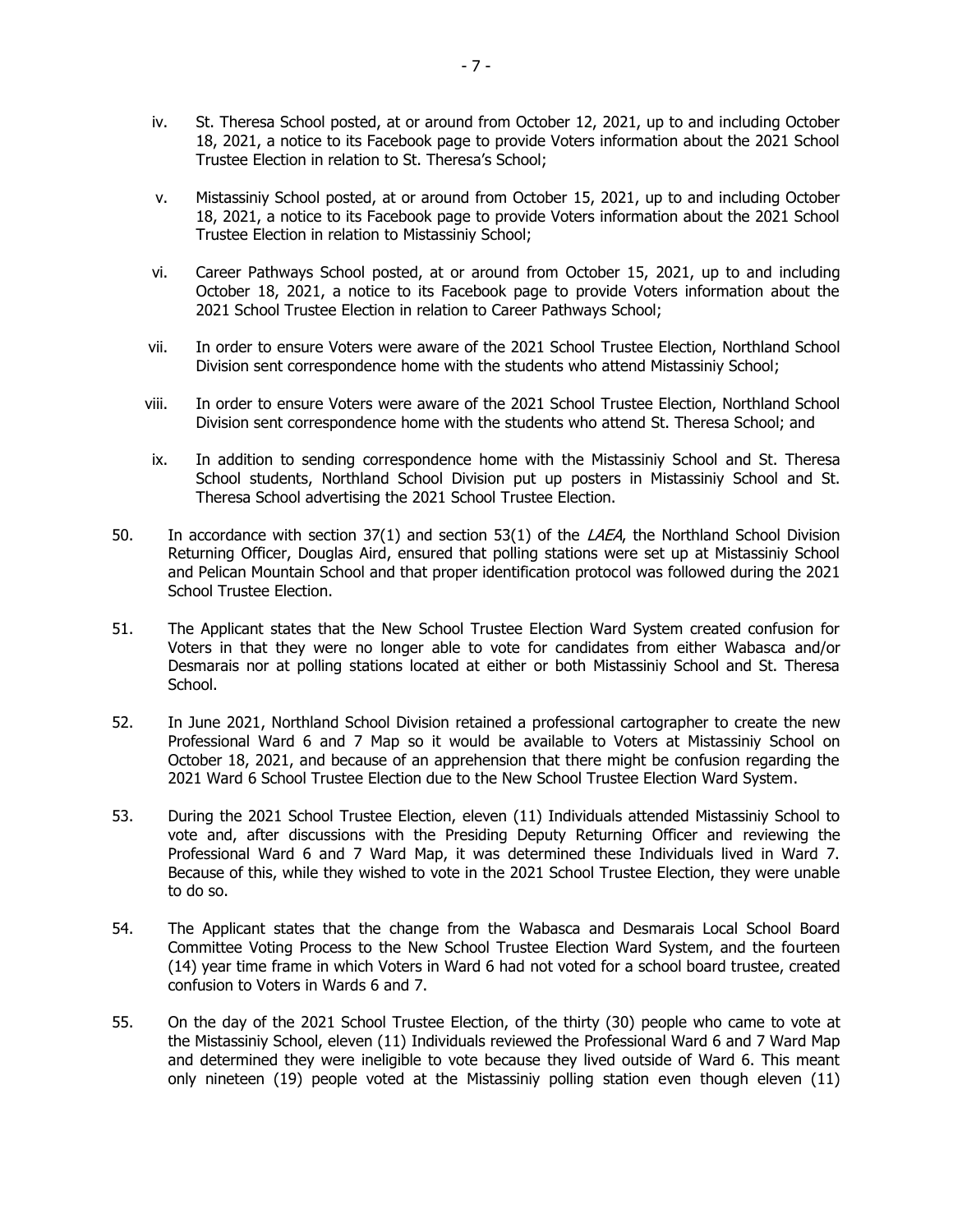iv. St. Theresa School posted, at or around from October 12, 2021, up to and including October 18, 2021, a notice to its Facebook page to provide Voters information about the 2021 School Trustee Election in relation to St. Theresa's School;

v. Mistassiniy School posted, at or around from October 15, 2021, up to and including October 18, 2021, a notice to its Facebook page to provide Voters information about the 2021 School Trustee Election in relation to Mistassiniy School;

vi. Career Pathways School posted, at or around from October 15, 2021, up to and including October 18, 2021, a notice to its Facebook page to provide Voters information about the 2021 School Trustee Election in relation to Career Pathways School;

vii. In order to ensure Voters were aware of the 2021 School Trustee Election, Northland School Division sent correspondence home with the students who attend Mistassiniy School;

viii. In order to ensure Voters were aware of the 2021 School Trustee Election, Northland School Division sent correspondence home with the students who attend St. Theresa School; and

ix. In addition to sending correspondence home with the Mistassiniy School and St. Theresa School students, Northland School Division put up posters in Mistassiniy School and St. Theresa School advertising the 2021 School Trustee Election.

50. In accordance with section 37(1) and section 53(1) of the *LAEA*, the Northland School Division Returning Officer, Douglas Aird, ensured that polling stations were set up at Mistassiniy School and Pelican Mountain School and that proper identification protocol was followed during the 2021 School Trustee Election.

51. The Applicant states that the New School Trustee Election Ward System created confusion for Voters in that they were no longer able to vote for candidates from either Wabasca and/or Desmarais nor at polling stations located at either or both Mistassiniy School and St. Theresa School.

52. In June 2021, Northland School Division retained a professional cartographer to create the new Professional Ward 6 and 7 Map so it would be available to Voters at Mistassiniy School on October 18, 2021, and because of an apprehension that there might be confusion regarding the 2021 Ward 6 School Trustee Election due to the New School Trustee Election Ward System.

53. During the 2021 School Trustee Election, eleven (11) Individuals attended Mistassiniy School to vote and, after discussions with the Presiding Deputy Returning Officer and reviewing the Professional Ward 6 and 7 Ward Map, it was determined these Individuals lived in Ward 7. Because of this, while they wished to vote in the 2021 School Trustee Election, they were unable to do so.

54. The Applicant states that the change from the Wabasca and Desmarais Local School Board Committee Voting Process to the New School Trustee Election Ward System, and the fourteen (14) year time frame in which Voters in Ward 6 had not voted for a school board trustee, created confusion to Voters in Wards 6 and 7.

55. On the day of the 2021 School Trustee Election, of the thirty (30) people who came to vote at the Mistassiniy School, eleven (11) Individuals reviewed the Professional Ward 6 and 7 Ward Map and determined they were ineligible to vote because they lived outside of Ward 6. This meant only nineteen (19) people voted at the Mistassiniy polling station even though eleven (11)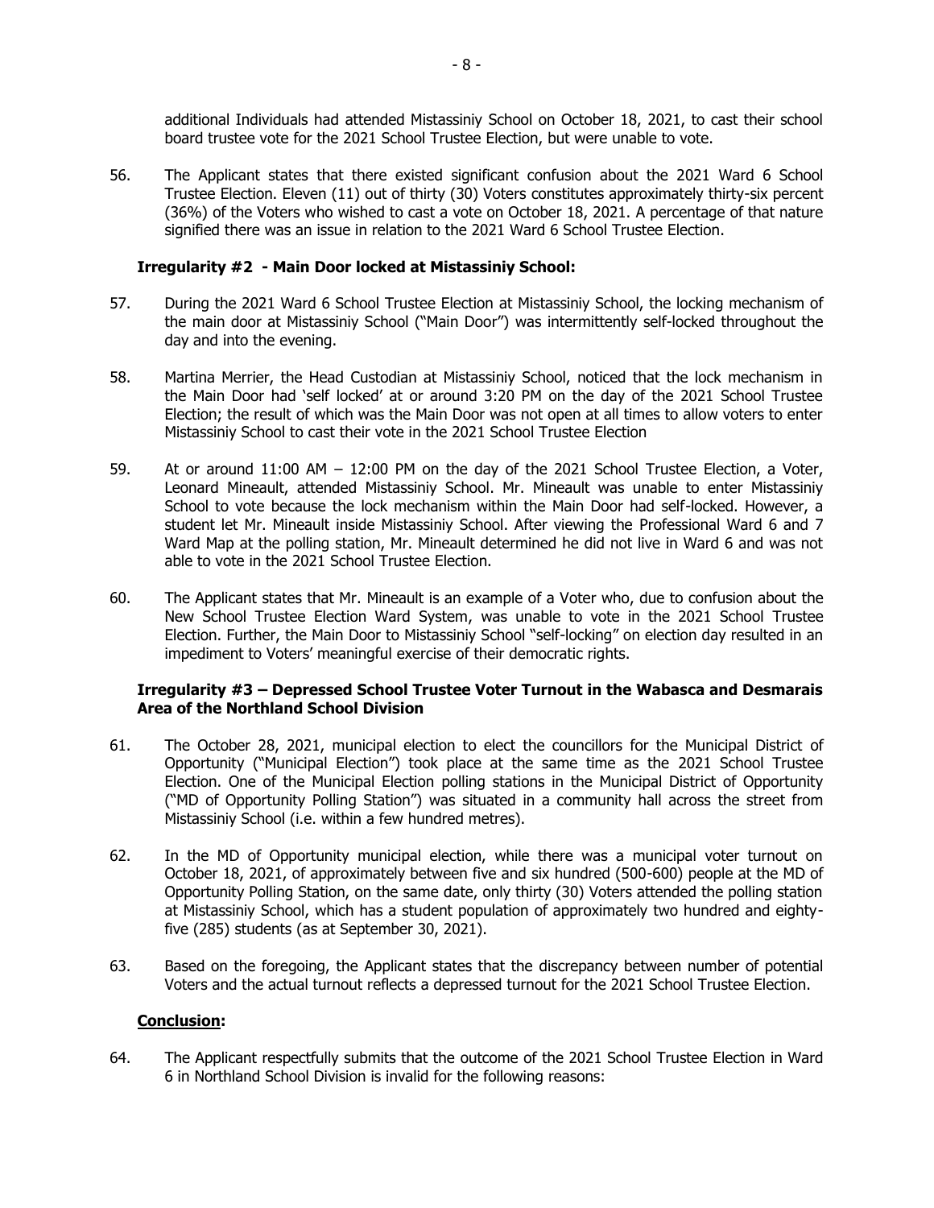additional Individuals had attended Mistassiniy School on October 18, 2021, to cast their school board trustee vote for the 2021 School Trustee Election, but were unable to vote.

56. The Applicant states that there existed significant confusion about the 2021 Ward 6 School Trustee Election. Eleven (11) out of thirty (30) Voters constitutes approximately thirty-six percent (36%) of the Voters who wished to cast a vote on October 18, 2021. A percentage of that nature signified there was an issue in relation to the 2021 Ward 6 School Trustee Election.

**Irregularity #2 - Main Door locked at Mistassiniy School:**

57. During the 2021 Ward 6 School Trustee Election at Mistassiniy School, the locking mechanism of the main door at Mistassiniy School ("Main Door") was intermittently self-locked throughout the day and into the evening.

58. Martina Merrier, the Head Custodian at Mistassiniy School, noticed that the lock mechanism in the Main Door had 'self locked' at or around 3:20 PM on the day of the 2021 School Trustee Election; the result of which was the Main Door was not open at all times to allow voters to enter Mistassiniy School to cast their vote in the 2021 School Trustee Election

59. At or around 11:00 AM – 12:00 PM on the day of the 2021 School Trustee Election, a Voter, Leonard Mineault, attended Mistassiniy School. Mr. Mineault was unable to enter Mistassiniy School to vote because the lock mechanism within the Main Door had self-locked. However, a student let Mr. Mineault inside Mistassiniy School. After viewing the Professional Ward 6 and 7 Ward Map at the polling station, Mr. Mineault determined he did not live in Ward 6 and was not able to vote in the 2021 School Trustee Election.

60. The Applicant states that Mr. Mineault is an example of a Voter who, due to confusion about the New School Trustee Election Ward System, was unable to vote in the 2021 School Trustee Election. Further, the Main Door to Mistassiniy School "self-locking" on election day resulted in an impediment to Voters' meaningful exercise of their democratic rights.

**Irregularity #3 – Depressed School Trustee Voter Turnout in the Wabasca and Desmarais Area of the Northland School Division**

61. The October 28, 2021, municipal election to elect the councillors for the Municipal District of Opportunity ("Municipal Election") took place at the same time as the 2021 School Trustee Election. One of the Municipal Election polling stations in the Municipal District of Opportunity ("MD of Opportunity Polling Station") was situated in a community hall across the street from Mistassiniy School (i.e. within a few hundred metres).

62. In the MD of Opportunity municipal election, while there was a municipal voter turnout on October 18, 2021, of approximately between five and six hundred (500-600) people at the MD of Opportunity Polling Station, on the same date, only thirty (30) Voters attended the polling station at Mistassiniy School, which has a student population of approximately two hundred and eighty-five (285) students (as at September 30, 2021).

63. Based on the foregoing, the Applicant states that the discrepancy between number of potential Voters and the actual turnout reflects a depressed turnout for the 2021 School Trustee Election.

**Conclusion:**

64. The Applicant respectfully submits that the outcome of the 2021 School Trustee Election in Ward 6 in Northland School Division is invalid for the following reasons: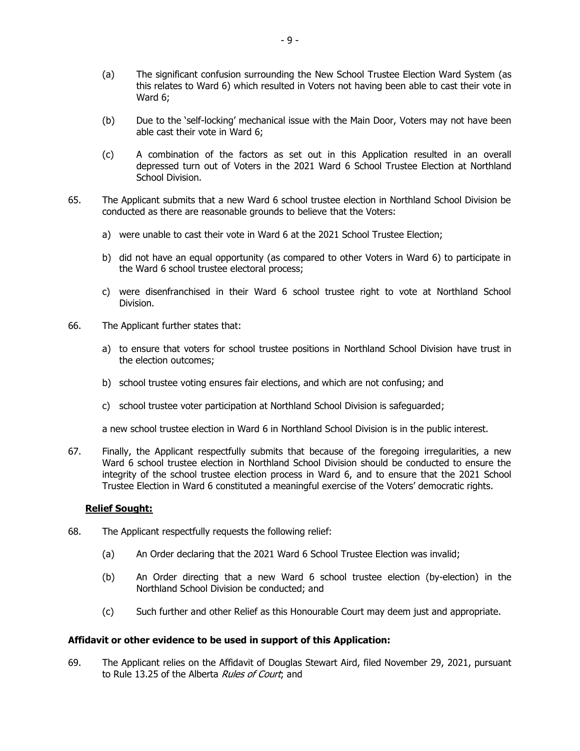(a) The significant confusion surrounding the New School Trustee Election Ward System (as this relates to Ward 6) which resulted in Voters not having been able to cast their vote in Ward 6;

(b) Due to the 'self-locking' mechanical issue with the Main Door, Voters may not have been able cast their vote in Ward 6;

(c) A combination of the factors as set out in this Application resulted in an overall depressed turn out of Voters in the 2021 Ward 6 School Trustee Election at Northland School Division.

65. The Applicant submits that a new Ward 6 school trustee election in Northland School Division be conducted as there are reasonable grounds to believe that the Voters:

a) were unable to cast their vote in Ward 6 at the 2021 School Trustee Election;

b) did not have an equal opportunity (as compared to other Voters in Ward 6) to participate in the Ward 6 school trustee electoral process;

c) were disenfranchised in their Ward 6 school trustee right to vote at Northland School Division.

66. The Applicant further states that:

a) to ensure that voters for school trustee positions in Northland School Division have trust in the election outcomes;

b) school trustee voting ensures fair elections, and which are not confusing; and

c) school trustee voter participation at Northland School Division is safeguarded;

a new school trustee election in Ward 6 in Northland School Division is in the public interest.

67. Finally, the Applicant respectfully submits that because of the foregoing irregularities, a new Ward 6 school trustee election in Northland School Division should be conducted to ensure the integrity of the school trustee election process in Ward 6, and to ensure that the 2021 School Trustee Election in Ward 6 constituted a meaningful exercise of the Voters' democratic rights.

**Relief Sought:**

68. The Applicant respectfully requests the following relief:

(a) An Order declaring that the 2021 Ward 6 School Trustee Election was invalid;

(b) An Order directing that a new Ward 6 school trustee election (by-election) in the Northland School Division be conducted; and

(c) Such further and other Relief as this Honourable Court may deem just and appropriate.

**Affidavit or other evidence to be used in support of this Application:**

69. The Applicant relies on the Affidavit of Douglas Stewart Aird, filed November 29, 2021, pursuant to Rule 13.25 of the Alberta *Rules of Court*; and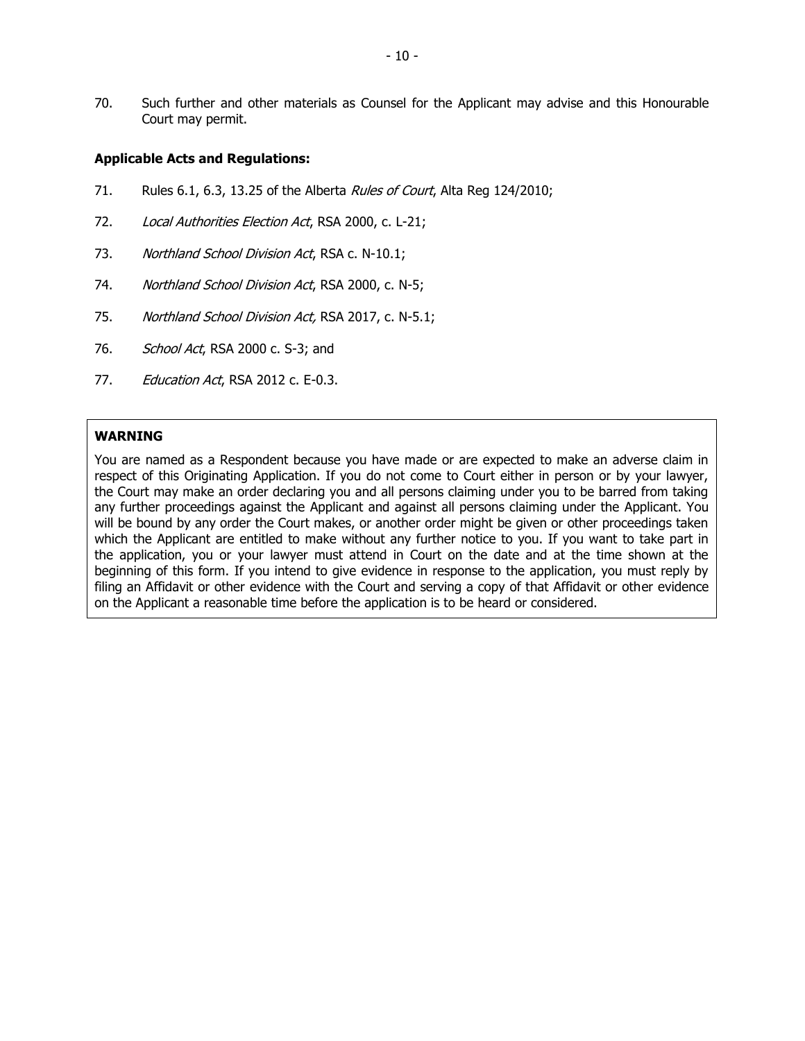70. Such further and other materials as Counsel for the Applicant may advise and this Honourable Court may permit.

**Applicable Acts and Regulations:**

71. Rules 6.1, 6.3, 13.25 of the Alberta *Rules of Court*, Alta Reg 124/2010;

72. *Local Authorities Election Act*, RSA 2000, c. L-21;

73. *Northland School Division Act*, RSA c. N-10.1;

74. *Northland School Division Act*, RSA 2000, c. N-5;

75. *Northland School Division Act,* RSA 2017, c. N-5.1;

76. *School Act*, RSA 2000 c. S-3; and

77. *Education Act*, RSA 2012 c. E-0.3.

**WARNING**

You are named as a Respondent because you have made or are expected to make an adverse claim in respect of this Originating Application. If you do not come to Court either in person or by your lawyer, the Court may make an order declaring you and all persons claiming under you to be barred from taking any further proceedings against the Applicant and against all persons claiming under the Applicant. You will be bound by any order the Court makes, or another order might be given or other proceedings taken which the Applicant are entitled to make without any further notice to you. If you want to take part in the application, you or your lawyer must attend in Court on the date and at the time shown at the beginning of this form. If you intend to give evidence in response to the application, you must reply by filing an Affidavit or other evidence with the Court and serving a copy of that Affidavit or other evidence on the Applicant a reasonable time before the application is to be heard or considered.